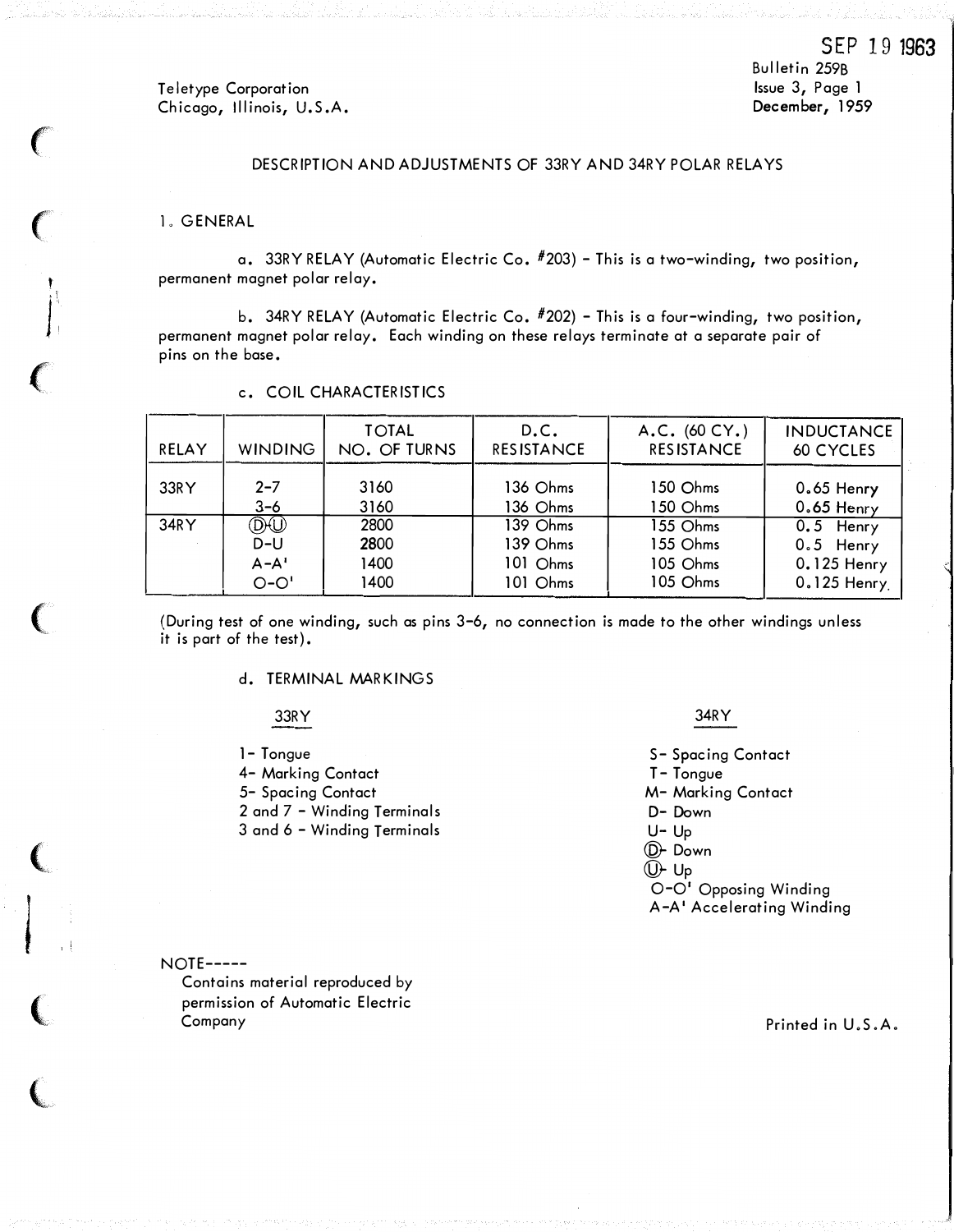SEP 19 1963

Teletype Corporation
Chicago, Illinois, U.S.A.

Bulletin 259B
Issue 3, Page 1
December, 1959

# DESCRIPTION AND ADJUSTMENTS OF 33RY AND 34RY POLAR RELAYS

## 1. GENERAL

a. 33RY RELAY (Automatic Electric Co. #203) - This is a two-winding, two position, permanent magnet polar relay.

b. 34RY RELAY (Automatic Electric Co. #202) - This is a four-winding, two position, permanent magnet polar relay. Each winding on these relays terminate at a separate pair of pins on the base.

c. COIL CHARACTERISTICS

| RELAY | WINDING | TOTAL NO. OF TURNS | D.C. RESISTANCE | A.C. (60 CY.) RESISTANCE | INDUCTANCE 60 CYCLES |
|---|---|---|---|---|---|
| 33RY | 2-7 | 3160 | 136 Ohms | 150 Ohms | 0.65 Henry |
| | 3-6 | 3160 | 136 Ohms | 150 Ohms | 0.65 Henry |
| 34RY | Ⓓ-Ⓤ | 2800 | 139 Ohms | 155 Ohms | 0.5 Henry |
| | D-U | 2800 | 139 Ohms | 155 Ohms | 0.5 Henry |
| | A-A' | 1400 | 101 Ohms | 105 Ohms | 0.125 Henry |
| | O-O' | 1400 | 101 Ohms | 105 Ohms | 0.125 Henry |

(During test of one winding, such as pins 3-6, no connection is made to the other windings unless it is part of the test).

d. TERMINAL MARKINGS

33RY

1- Tongue
4- Marking Contact
5- Spacing Contact
2 and 7 - Winding Terminals
3 and 6 - Winding Terminals

34RY

S- Spacing Contact
T- Tongue
M- Marking Contact
D- Down
U- Up
Ⓓ- Down
Ⓤ- Up
O-O' Opposing Winding
A-A' Accelerating Winding

NOTE-----
Contains material reproduced by permission of Automatic Electric Company

Printed in U.S.A.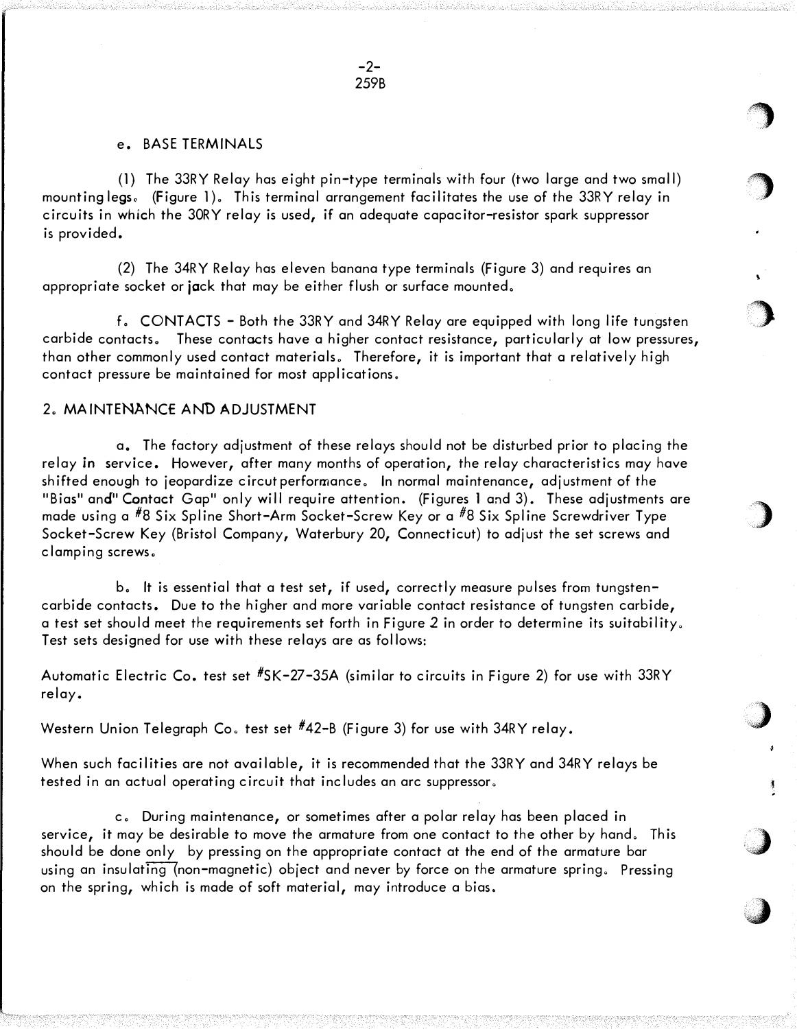e. BASE TERMINALS

(1) The 33RY Relay has eight pin-type terminals with four (two large and two small) mounting legs. (Figure 1). This terminal arrangement facilitates the use of the 33RY relay in circuits in which the 30RY relay is used, if an adequate capacitor-resistor spark suppressor is provided.

(2) The 34RY Relay has eleven banana type terminals (Figure 3) and requires an appropriate socket or jack that may be either flush or surface mounted.

f. CONTACTS - Both the 33RY and 34RY Relay are equipped with long life tungsten carbide contacts. These contacts have a higher contact resistance, particularly at low pressures, than other commonly used contact materials. Therefore, it is important that a relatively high contact pressure be maintained for most applications.

## 2. MAINTENANCE AND ADJUSTMENT

a. The factory adjustment of these relays should not be disturbed prior to placing the relay in service. However, after many months of operation, the relay characteristics may have shifted enough to jeopardize circut performance. In normal maintenance, adjustment of the "Bias" and "Contact Gap" only will require attention. (Figures 1 and 3). These adjustments are made using a #8 Six Spline Short-Arm Socket-Screw Key or a #8 Six Spline Screwdriver Type Socket-Screw Key (Bristol Company, Waterbury 20, Connecticut) to adjust the set screws and clamping screws.

b. It is essential that a test set, if used, correctly measure pulses from tungsten-carbide contacts. Due to the higher and more variable contact resistance of tungsten carbide, a test set should meet the requirements set forth in Figure 2 in order to determine its suitability. Test sets designed for use with these relays are as follows:

Automatic Electric Co. test set #SK-27-35A (similar to circuits in Figure 2) for use with 33RY relay.

Western Union Telegraph Co. test set #42-B (Figure 3) for use with 34RY relay.

When such facilities are not available, it is recommended that the 33RY and 34RY relays be tested in an actual operating circuit that includes an arc suppressor.

c. During maintenance, or sometimes after a polar relay has been placed in service, it may be desirable to move the armature from one contact to the other by hand. This should be done only by pressing on the appropriate contact at the end of the armature bar using an insulating (non-magnetic) object and never by force on the armature spring. Pressing on the spring, which is made of soft material, may introduce a bias.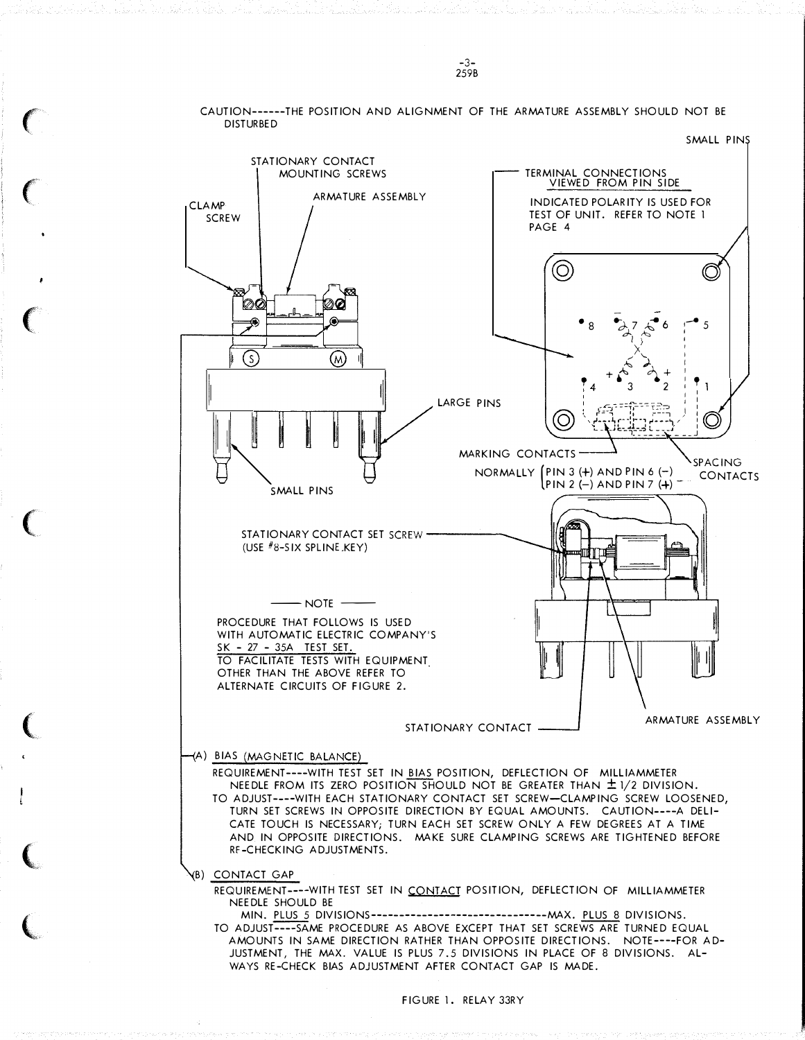CAUTION------THE POSITION AND ALIGNMENT OF THE ARMATURE ASSEMBLY SHOULD NOT BE DISTURBED

STATIONARY CONTACT MOUNTING SCREWS

ARMATURE ASSEMBLY

CLAMP SCREW

SMALL PINS

TERMINAL CONNECTIONS VIEWED FROM PIN SIDE

INDICATED POLARITY IS USED FOR TEST OF UNIT. REFER TO NOTE 1 PAGE 4

LARGE PINS

SMALL PINS

MARKING CONTACTS

SPACING CONTACTS

NORMALLY PIN 3 (+) AND PIN 6 (−) / PIN 2 (−) AND PIN 7 (+)

STATIONARY CONTACT SET SCREW (USE #8-SIX SPLINE KEY)

— NOTE —

PROCEDURE THAT FOLLOWS IS USED WITH AUTOMATIC ELECTRIC COMPANY'S SK - 27 - 35A TEST SET. TO FACILITATE TESTS WITH EQUIPMENT OTHER THAN THE ABOVE REFER TO ALTERNATE CIRCUITS OF FIGURE 2.

STATIONARY CONTACT

ARMATURE ASSEMBLY

(A) BIAS (MAGNETIC BALANCE)

REQUIREMENT----WITH TEST SET IN BIAS POSITION, DEFLECTION OF MILLIAMMETER NEEDLE FROM ITS ZERO POSITION SHOULD NOT BE GREATER THAN ± 1/2 DIVISION.

TO ADJUST----WITH EACH STATIONARY CONTACT SET SCREW—CLAMPING SCREW LOOSENED, TURN SET SCREWS IN OPPOSITE DIRECTION BY EQUAL AMOUNTS. CAUTION----A DELICATE TOUCH IS NECESSARY; TURN EACH SET SCREW ONLY A FEW DEGREES AT A TIME AND IN OPPOSITE DIRECTIONS. MAKE SURE CLAMPING SCREWS ARE TIGHTENED BEFORE RE-CHECKING ADJUSTMENTS.

(B) CONTACT GAP

REQUIREMENT----WITH TEST SET IN CONTACT POSITION, DEFLECTION OF MILLIAMMETER NEEDLE SHOULD BE

MIN. PLUS 5 DIVISIONS--------------------------------MAX. PLUS 8 DIVISIONS.

TO ADJUST----SAME PROCEDURE AS ABOVE EXCEPT THAT SET SCREWS ARE TURNED EQUAL AMOUNTS IN SAME DIRECTION RATHER THAN OPPOSITE DIRECTIONS. NOTE----FOR ADJUSTMENT, THE MAX. VALUE IS PLUS 7.5 DIVISIONS IN PLACE OF 8 DIVISIONS. ALWAYS RE-CHECK BIAS ADJUSTMENT AFTER CONTACT GAP IS MADE.

FIGURE 1. RELAY 33RY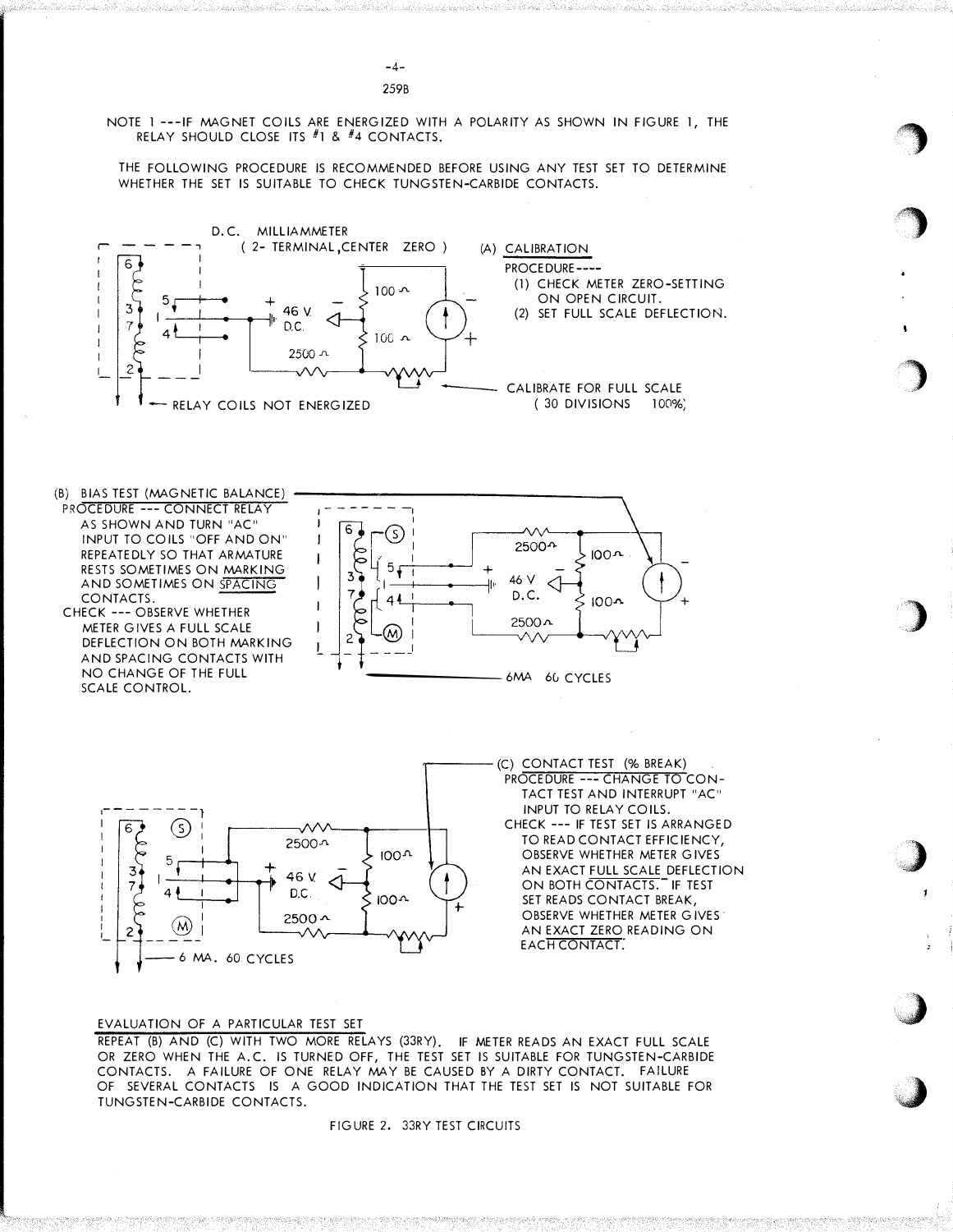NOTE 1 ---IF MAGNET COILS ARE ENERGIZED WITH A POLARITY AS SHOWN IN FIGURE 1, THE RELAY SHOULD CLOSE ITS #1 & #4 CONTACTS.

THE FOLLOWING PROCEDURE IS RECOMMENDED BEFORE USING ANY TEST SET TO DETERMINE WHETHER THE SET IS SUITABLE TO CHECK TUNGSTEN-CARBIDE CONTACTS.

D.C. MILLIAMMETER ( 2- TERMINAL, CENTER ZERO )

(A) CALIBRATION

PROCEDURE----
(1) CHECK METER ZERO-SETTING ON OPEN CIRCUIT.
(2) SET FULL SCALE DEFLECTION.

CALIBRATE FOR FULL SCALE ( 30 DIVISIONS 100%)

RELAY COILS NOT ENERGIZED

(B) BIAS TEST (MAGNETIC BALANCE)

PROCEDURE --- CONNECT RELAY AS SHOWN AND TURN "AC" INPUT TO COILS "OFF AND ON" REPEATEDLY SO THAT ARMATURE RESTS SOMETIMES ON MARKING AND SOMETIMES ON SPACING CONTACTS.

CHECK --- OBSERVE WHETHER METER GIVES A FULL SCALE DEFLECTION ON BOTH MARKING AND SPACING CONTACTS WITH NO CHANGE OF THE FULL SCALE CONTROL.

6MA 60 CYCLES

(C) CONTACT TEST (% BREAK)

PROCEDURE --- CHANGE TO CONTACT TEST AND INTERRUPT "AC" INPUT TO RELAY COILS.

CHECK --- IF TEST SET IS ARRANGED TO READ CONTACT EFFICIENCY, OBSERVE WHETHER METER GIVES AN EXACT FULL SCALE DEFLECTION ON BOTH CONTACTS. IF TEST SET READS CONTACT BREAK, OBSERVE WHETHER METER GIVES AN EXACT ZERO READING ON EACH CONTACT.

6 MA. 60 CYCLES

EVALUATION OF A PARTICULAR TEST SET

REPEAT (B) AND (C) WITH TWO MORE RELAYS (33RY). IF METER READS AN EXACT FULL SCALE OR ZERO WHEN THE A.C. IS TURNED OFF, THE TEST SET IS SUITABLE FOR TUNGSTEN-CARBIDE CONTACTS. A FAILURE OF ONE RELAY MAY BE CAUSED BY A DIRTY CONTACT. FAILURE OF SEVERAL CONTACTS IS A GOOD INDICATION THAT THE TEST SET IS NOT SUITABLE FOR TUNGSTEN-CARBIDE CONTACTS.

FIGURE 2. 33RY TEST CIRCUITS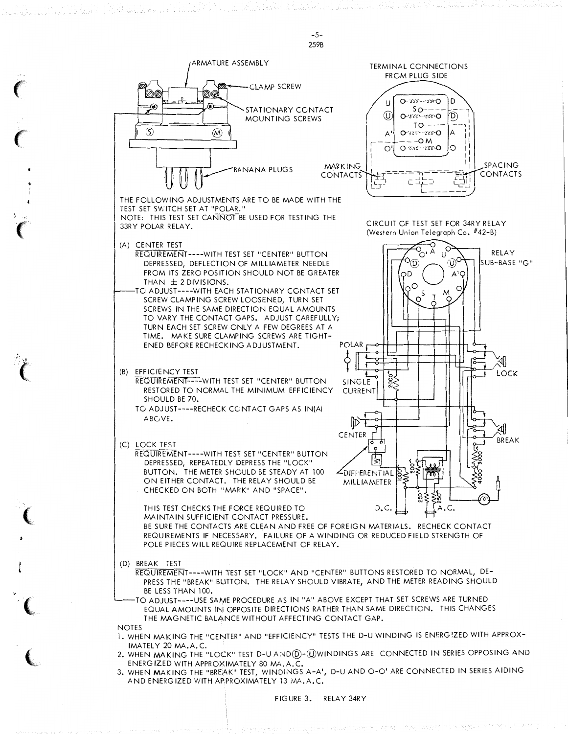THE FOLLOWING ADJUSTMENTS ARE TO BE MADE WITH THE TEST SET SWITCH SET AT "POLAR."

NOTE: THIS TEST SET CANNOT BE USED FOR TESTING THE 33RY POLAR RELAY.

(A) CENTER TEST

REQUIREMENT----WITH TEST SET "CENTER" BUTTON DEPRESSED, DEFLECTION OF MILLIAMETER NEEDLE FROM ITS ZERO POSITION SHOULD NOT BE GREATER THAN ± 2 DIVISIONS.

TO ADJUST----WITH EACH STATIONARY CONTACT SET SCREW CLAMPING SCREW LOOSENED, TURN SET SCREWS IN THE SAME DIRECTION EQUAL AMOUNTS TO VARY THE CONTACT GAPS. ADJUST CAREFULLY; TURN EACH SET SCREW ONLY A FEW DEGREES AT A TIME. MAKE SURE CLAMPING SCREWS ARE TIGHTENED BEFORE RECHECKING ADJUSTMENT.

(B) EFFICIENCY TEST

REQUIREMENT----WITH TEST SET "CENTER" BUTTON RESTORED TO NORMAL THE MINIMUM EFFICIENCY SHOULD BE 70.

TO ADJUST----RECHECK CONTACT GAPS AS IN(A) ABOVE.

(C) LOCK TEST

REQUIREMENT----WITH TEST SET "CENTER" BUTTON DEPRESSED, REPEATEDLY DEPRESS THE "LOCK" BUTTON. THE METER SHOULD BE STEADY AT 100 ON EITHER CONTACT. THE RELAY SHOULD BE CHECKED ON BOTH "MARK" AND "SPACE".

THIS TEST CHECKS THE FORCE REQUIRED TO MAINTAIN SUFFICIENT CONTACT PRESSURE.

BE SURE THE CONTACTS ARE CLEAN AND FREE OF FOREIGN MATERIALS. RECHECK CONTACT REQUIREMENTS IF NECESSARY. FAILURE OF A WINDING OR REDUCED FIELD STRENGTH OF POLE PIECES WILL REQUIRE REPLACEMENT OF RELAY.

(D) BREAK TEST

REQUIREMENT----WITH TEST SET "LOCK" AND "CENTER" BUTTONS RESTORED TO NORMAL, DEPRESS THE "BREAK" BUTTON. THE RELAY SHOULD VIBRATE, AND THE METER READING SHOULD BE LESS THAN 100.

TO ADJUST----USE SAME PROCEDURE AS IN "A" ABOVE EXCEPT THAT SET SCREWS ARE TURNED EQUAL AMOUNTS IN OPPOSITE DIRECTIONS RATHER THAN SAME DIRECTION. THIS CHANGES THE MAGNETIC BALANCE WITHOUT AFFECTING CONTACT GAP.

NOTES

1. WHEN MAKING THE "CENTER" AND "EFFICIENCY" TESTS THE D-U WINDING IS ENERGIZED WITH APPROXIMATELY 20 MA.A.C.
2. WHEN MAKING THE "LOCK" TEST D-U AND Ⓓ-Ⓤ WINDINGS ARE CONNECTED IN SERIES OPPOSING AND ENERGIZED WITH APPROXIMATELY 80 MA.A.C.
3. WHEN MAKING THE "BREAK" TEST, WINDINGS A-A', D-U AND O-O' ARE CONNECTED IN SERIES AIDING AND ENERGIZED WITH APPROXIMATELY 13 MA.A.C.

CIRCUIT OF TEST SET FOR 34RY RELAY (Western Union Telegraph Co. #42-B)

FIGURE 3. RELAY 34RY